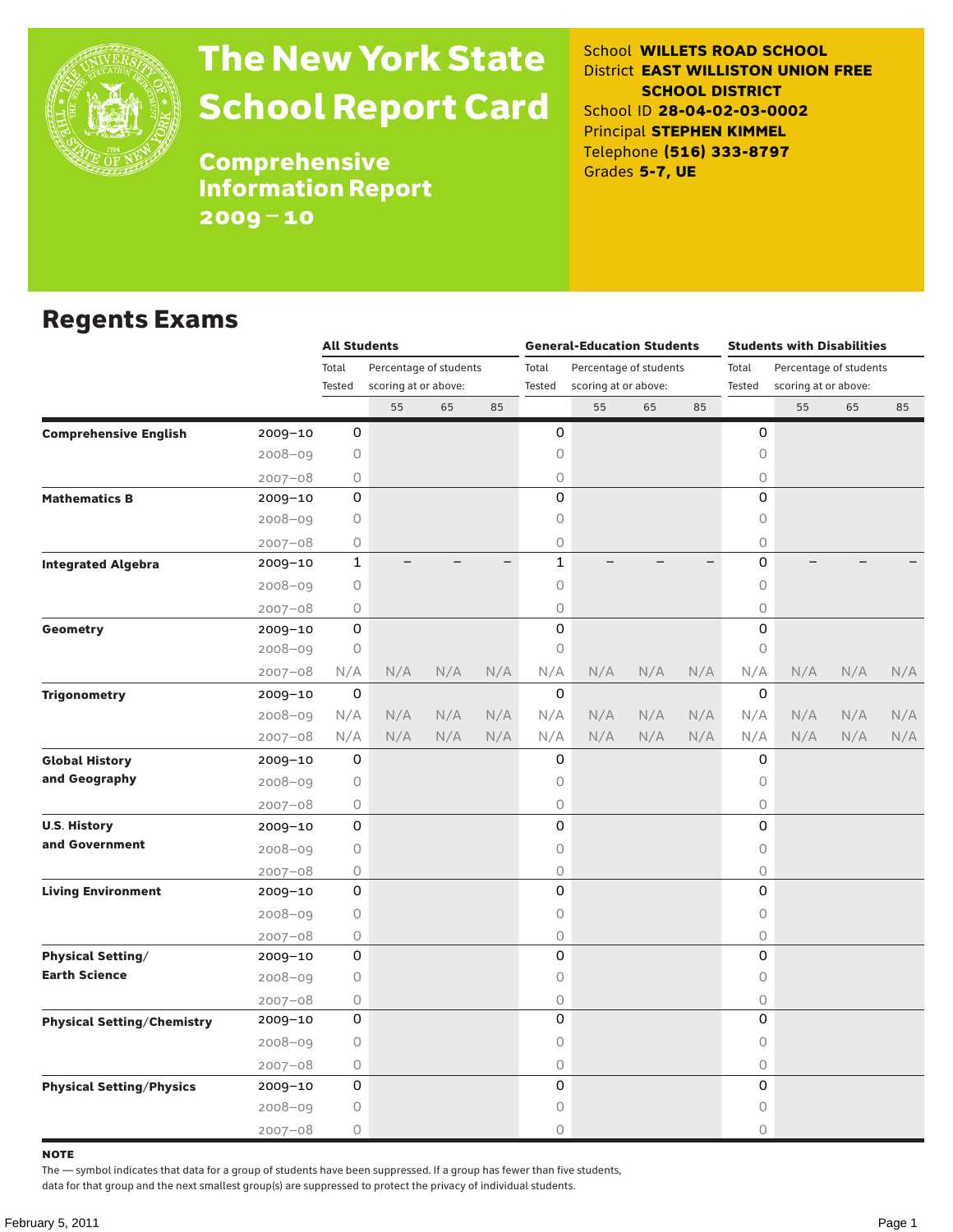# The New York State School Report Card

**Comprehensive Information Report 2009–10**

School **WILLETS ROAD SCHOOL**
District **EAST WILLISTON UNION FREE SCHOOL DISTRICT**
School ID **28-04-02-03-0002**
Principal **STEPHEN KIMMEL**
Telephone **(516) 333-8797**
Grades **5-7, UE**

## Regents Exams

| | | All Students | | | | General-Education Students | | | | Students with Disabilities | | | |
|---|---|---|---|---|---|---|---|---|---|---|---|---|---|
| | | Total Tested | Percentage of students scoring at or above: | | | Total Tested | Percentage of students scoring at or above: | | | Total Tested | Percentage of students scoring at or above: | | |
| | | | 55 | 65 | 85 | | 55 | 65 | 85 | | 55 | 65 | 85 |
| **Comprehensive English** | 2009–10 | 0 | | | | 0 | | | | 0 | | | |
| | 2008–09 | 0 | | | | 0 | | | | 0 | | | |
| | 2007–08 | 0 | | | | 0 | | | | 0 | | | |
| **Mathematics B** | 2009–10 | 0 | | | | 0 | | | | 0 | | | |
| | 2008–09 | 0 | | | | 0 | | | | 0 | | | |
| | 2007–08 | 0 | | | | 0 | | | | 0 | | | |
| **Integrated Algebra** | 2009–10 | 1 | – | – | – | 1 | – | – | – | 0 | – | – | – |
| | 2008–09 | 0 | | | | 0 | | | | 0 | | | |
| | 2007–08 | 0 | | | | 0 | | | | 0 | | | |
| **Geometry** | 2009–10 | 0 | | | | 0 | | | | 0 | | | |
| | 2008–09 | 0 | | | | 0 | | | | 0 | | | |
| | 2007–08 | N/A | N/A | N/A | N/A | N/A | N/A | N/A | N/A | N/A | N/A | N/A | N/A |
| **Trigonometry** | 2009–10 | 0 | | | | 0 | | | | 0 | | | |
| | 2008–09 | N/A | N/A | N/A | N/A | N/A | N/A | N/A | N/A | N/A | N/A | N/A | N/A |
| | 2007–08 | N/A | N/A | N/A | N/A | N/A | N/A | N/A | N/A | N/A | N/A | N/A | N/A |
| **Global History and Geography** | 2009–10 | 0 | | | | 0 | | | | 0 | | | |
| | 2008–09 | 0 | | | | 0 | | | | 0 | | | |
| | 2007–08 | 0 | | | | 0 | | | | 0 | | | |
| **U.S. History and Government** | 2009–10 | 0 | | | | 0 | | | | 0 | | | |
| | 2008–09 | 0 | | | | 0 | | | | 0 | | | |
| | 2007–08 | 0 | | | | 0 | | | | 0 | | | |
| **Living Environment** | 2009–10 | 0 | | | | 0 | | | | 0 | | | |
| | 2008–09 | 0 | | | | 0 | | | | 0 | | | |
| | 2007–08 | 0 | | | | 0 | | | | 0 | | | |
| **Physical Setting/ Earth Science** | 2009–10 | 0 | | | | 0 | | | | 0 | | | |
| | 2008–09 | 0 | | | | 0 | | | | 0 | | | |
| | 2007–08 | 0 | | | | 0 | | | | 0 | | | |
| **Physical Setting/Chemistry** | 2009–10 | 0 | | | | 0 | | | | 0 | | | |
| | 2008–09 | 0 | | | | 0 | | | | 0 | | | |
| | 2007–08 | 0 | | | | 0 | | | | 0 | | | |
| **Physical Setting/Physics** | 2009–10 | 0 | | | | 0 | | | | 0 | | | |
| | 2008–09 | 0 | | | | 0 | | | | 0 | | | |
| | 2007–08 | 0 | | | | 0 | | | | 0 | | | |

**NOTE**

The — symbol indicates that data for a group of students have been suppressed. If a group has fewer than five students, data for that group and the next smallest group(s) are suppressed to protect the privacy of individual students.

February 5, 2011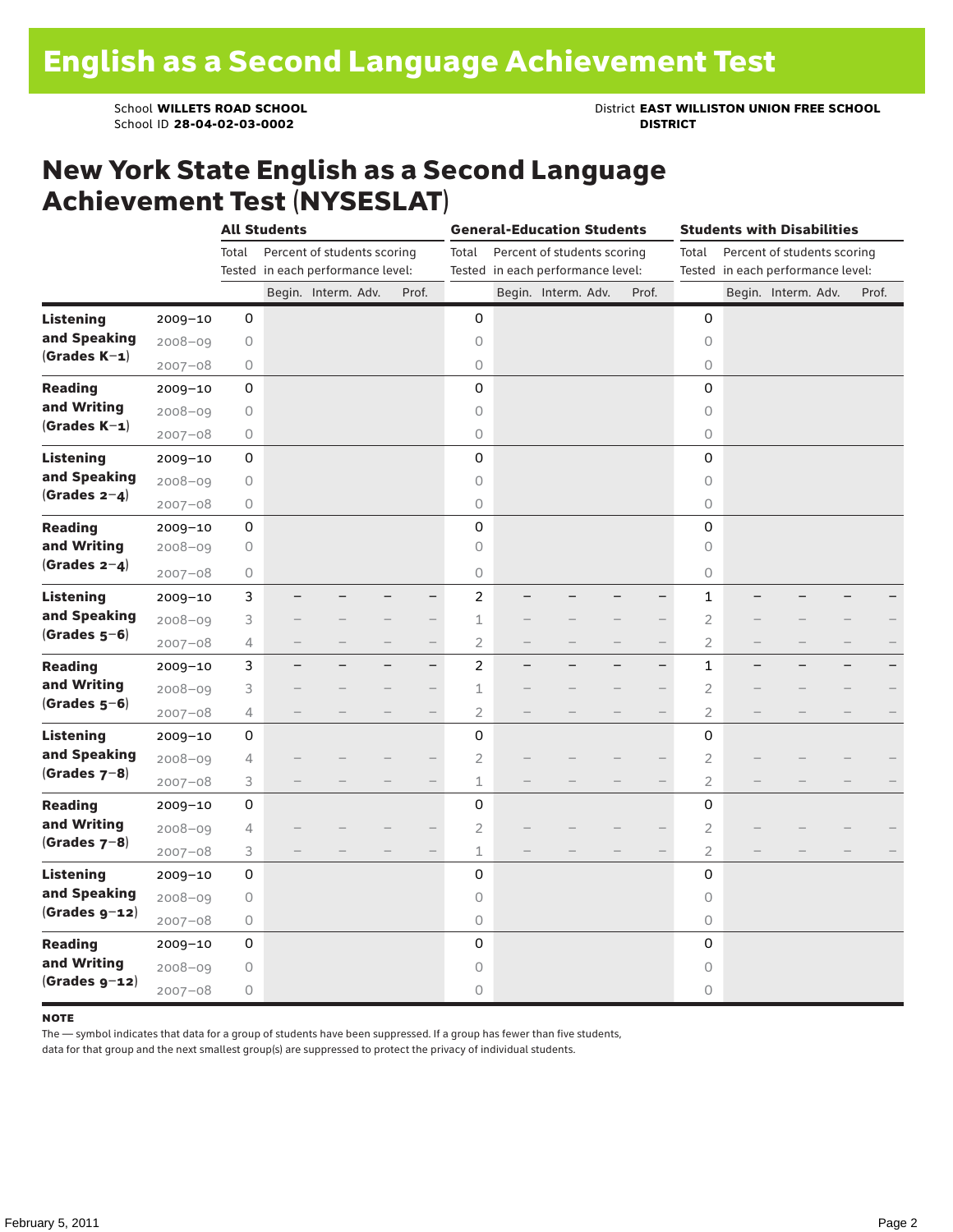# English as a Second Language Achievement Test

School **WILLETS ROAD SCHOOL**
School ID **28-04-02-03-0002**

District **EAST WILLISTON UNION FREE SCHOOL DISTRICT**

## New York State English as a Second Language Achievement Test (NYSESLAT)

| | | All Students | | | | | General-Education Students | | | | | Students with Disabilities | | | | |
|---|---|---|---|---|---|---|---|---|---|---|---|---|---|---|---|---|
| | | Total Tested | Percent of students scoring in each performance level: | | | | Total Tested | Percent of students scoring in each performance level: | | | | Total Tested | Percent of students scoring in each performance level: | | | |
| | | | Begin. | Interm. | Adv. | Prof. | | Begin. | Interm. | Adv. | Prof. | | Begin. | Interm. | Adv. | Prof. |
| **Listening and Speaking (Grades K–1)** | 2009–10 | 0 | | | | | 0 | | | | | 0 | | | | |
| | 2008–09 | 0 | | | | | 0 | | | | | 0 | | | | |
| | 2007–08 | 0 | | | | | 0 | | | | | 0 | | | | |
| **Reading and Writing (Grades K–1)** | 2009–10 | 0 | | | | | 0 | | | | | 0 | | | | |
| | 2008–09 | 0 | | | | | 0 | | | | | 0 | | | | |
| | 2007–08 | 0 | | | | | 0 | | | | | 0 | | | | |
| **Listening and Speaking (Grades 2–4)** | 2009–10 | 0 | | | | | 0 | | | | | 0 | | | | |
| | 2008–09 | 0 | | | | | 0 | | | | | 0 | | | | |
| | 2007–08 | 0 | | | | | 0 | | | | | 0 | | | | |
| **Reading and Writing (Grades 2–4)** | 2009–10 | 0 | | | | | 0 | | | | | 0 | | | | |
| | 2008–09 | 0 | | | | | 0 | | | | | 0 | | | | |
| | 2007–08 | 0 | | | | | 0 | | | | | 0 | | | | |
| **Listening and Speaking (Grades 5–6)** | 2009–10 | 3 | – | – | – | – | 2 | – | – | – | – | 1 | – | – | – | – |
| | 2008–09 | 3 | – | – | – | – | 1 | – | – | – | – | 2 | – | – | – | – |
| | 2007–08 | 4 | – | – | – | – | 2 | – | – | – | – | 2 | – | – | – | – |
| **Reading and Writing (Grades 5–6)** | 2009–10 | 3 | – | – | – | – | 2 | – | – | – | – | 1 | – | – | – | – |
| | 2008–09 | 3 | – | – | – | – | 1 | – | – | – | – | 2 | – | – | – | – |
| | 2007–08 | 4 | – | – | – | – | 2 | – | – | – | – | 2 | – | – | – | – |
| **Listening and Speaking (Grades 7–8)** | 2009–10 | 0 | | | | | 0 | | | | | 0 | | | | |
| | 2008–09 | 4 | – | – | – | – | 2 | – | – | – | – | 2 | – | – | – | – |
| | 2007–08 | 3 | – | – | – | – | 1 | – | – | – | – | 2 | – | – | – | – |
| **Reading and Writing (Grades 7–8)** | 2009–10 | 0 | | | | | 0 | | | | | 0 | | | | |
| | 2008–09 | 4 | – | – | – | – | 2 | – | – | – | – | 2 | – | – | – | – |
| | 2007–08 | 3 | – | – | – | – | 1 | – | – | – | – | 2 | – | – | – | – |
| **Listening and Speaking (Grades 9–12)** | 2009–10 | 0 | | | | | 0 | | | | | 0 | | | | |
| | 2008–09 | 0 | | | | | 0 | | | | | 0 | | | | |
| | 2007–08 | 0 | | | | | 0 | | | | | 0 | | | | |
| **Reading and Writing (Grades 9–12)** | 2009–10 | 0 | | | | | 0 | | | | | 0 | | | | |
| | 2008–09 | 0 | | | | | 0 | | | | | 0 | | | | |
| | 2007–08 | 0 | | | | | 0 | | | | | 0 | | | | |

**NOTE**

The — symbol indicates that data for a group of students have been suppressed. If a group has fewer than five students, data for that group and the next smallest group(s) are suppressed to protect the privacy of individual students.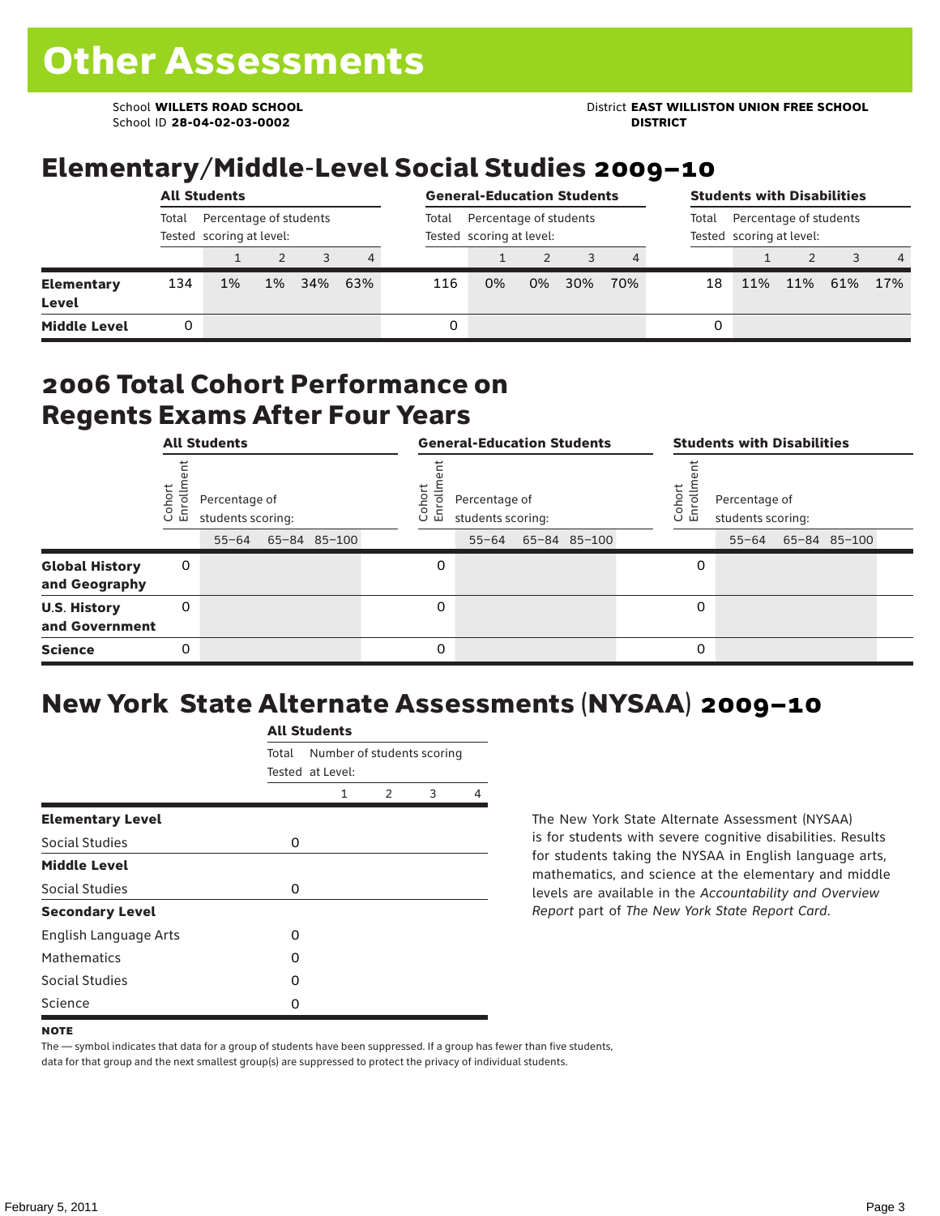# Other Assessments

School **WILLETS ROAD SCHOOL**
School ID **28-04-02-03-0002**

District **EAST WILLISTON UNION FREE SCHOOL DISTRICT**

## Elementary/Middle-Level Social Studies 2009–10

| | All Students | | | | | General-Education Students | | | | | Students with Disabilities | | | | |
|---|---|---|---|---|---|---|---|---|---|---|---|---|---|---|---|
| | Total Tested | Percentage of students scoring at level: | | | | Total Tested | Percentage of students scoring at level: | | | | Total Tested | Percentage of students scoring at level: | | | |
| | | 1 | 2 | 3 | 4 | | 1 | 2 | 3 | 4 | | 1 | 2 | 3 | 4 |
| **Elementary Level** | 134 | 1% | 1% | 34% | 63% | 116 | 0% | 0% | 30% | 70% | 18 | 11% | 11% | 61% | 17% |
| **Middle Level** | 0 | | | | | 0 | | | | | 0 | | | | |

## 2006 Total Cohort Performance on Regents Exams After Four Years

| | All Students | | | | General-Education Students | | | | Students with Disabilities | | | |
|---|---|---|---|---|---|---|---|---|---|---|---|---|
| | Cohort Enrollment | Percentage of students scoring: | | | Cohort Enrollment | Percentage of students scoring: | | | Cohort Enrollment | Percentage of students scoring: | | |
| | | 55–64 | 65–84 | 85–100 | | 55–64 | 65–84 | 85–100 | | 55–64 | 65–84 | 85–100 |
| **Global History and Geography** | 0 | | | | 0 | | | | 0 | | | |
| **U.S. History and Government** | 0 | | | | 0 | | | | 0 | | | |
| **Science** | 0 | | | | 0 | | | | 0 | | | |

## New York State Alternate Assessments (NYSAA) 2009–10

| | All Students | | | | |
|---|---|---|---|---|---|
| | Total Tested | Number of students scoring at Level: | | | |
| | | 1 | 2 | 3 | 4 |
| **Elementary Level** | | | | | |
| Social Studies | 0 | | | | |
| **Middle Level** | | | | | |
| Social Studies | 0 | | | | |
| **Secondary Level** | | | | | |
| English Language Arts | 0 | | | | |
| Mathematics | 0 | | | | |
| Social Studies | 0 | | | | |
| Science | 0 | | | | |

The New York State Alternate Assessment (NYSAA) is for students with severe cognitive disabilities. Results for students taking the NYSAA in English language arts, mathematics, and science at the elementary and middle levels are available in the *Accountability and Overview Report* part of *The New York State Report Card*.

**NOTE**

The — symbol indicates that data for a group of students have been suppressed. If a group has fewer than five students, data for that group and the next smallest group(s) are suppressed to protect the privacy of individual students.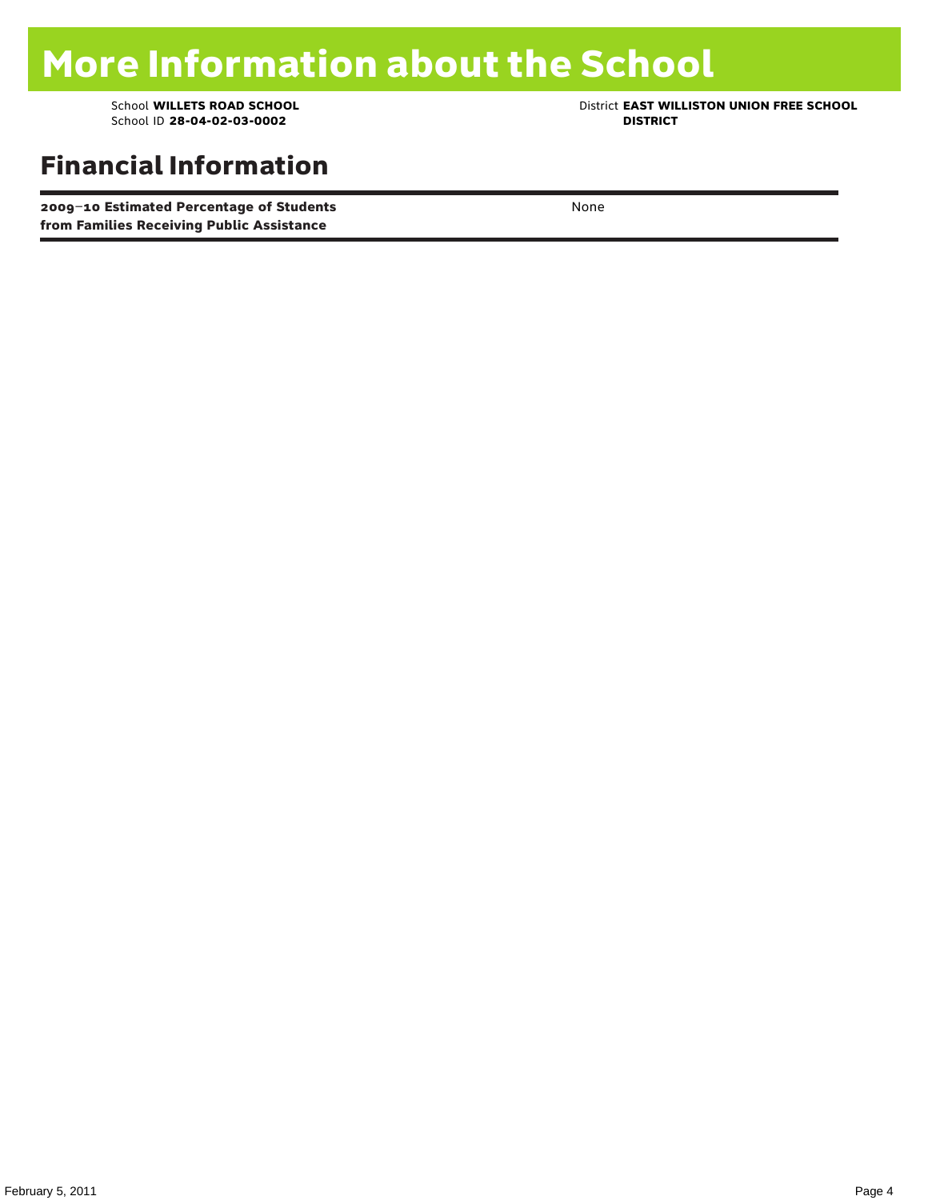# More Information about the School

School **WILLETS ROAD SCHOOL**
School ID **28-04-02-03-0002**

District **EAST WILLISTON UNION FREE SCHOOL DISTRICT**

## Financial Information

| | |
|---|---|
| **2009–10 Estimated Percentage of Students from Families Receiving Public Assistance** | None |